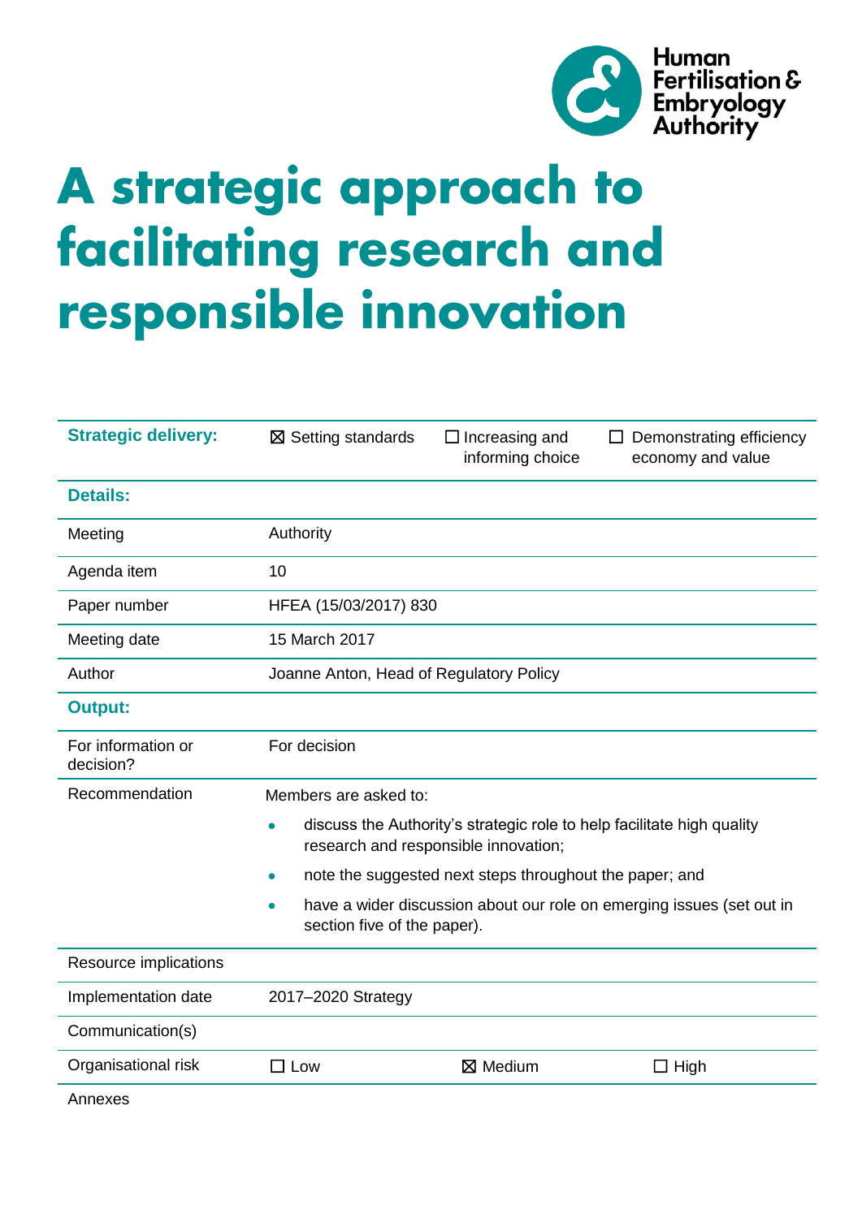Human Fertilisation & Embryology Authority

# A strategic approach to facilitating research and responsible innovation

| Strategic delivery: | ☒ Setting standards | ☐ Increasing and informing choice | ☐ Demonstrating efficiency economy and value |
|---|---|---|---|
| **Details:** | | | |
| Meeting | Authority | | |
| Agenda item | 10 | | |
| Paper number | HFEA (15/03/2017) 830 | | |
| Meeting date | 15 March 2017 | | |
| Author | Joanne Anton, Head of Regulatory Policy | | |
| **Output:** | | | |
| For information or decision? | For decision | | |
| Recommendation | Members are asked to:<br>• discuss the Authority's strategic role to help facilitate high quality research and responsible innovation;<br>• note the suggested next steps throughout the paper; and<br>• have a wider discussion about our role on emerging issues (set out in section five of the paper). | | |
| Resource implications | | | |
| Implementation date | 2017–2020 Strategy | | |
| Communication(s) | | | |
| Organisational risk | ☐ Low | ☒ Medium | ☐ High |
| Annexes | | | |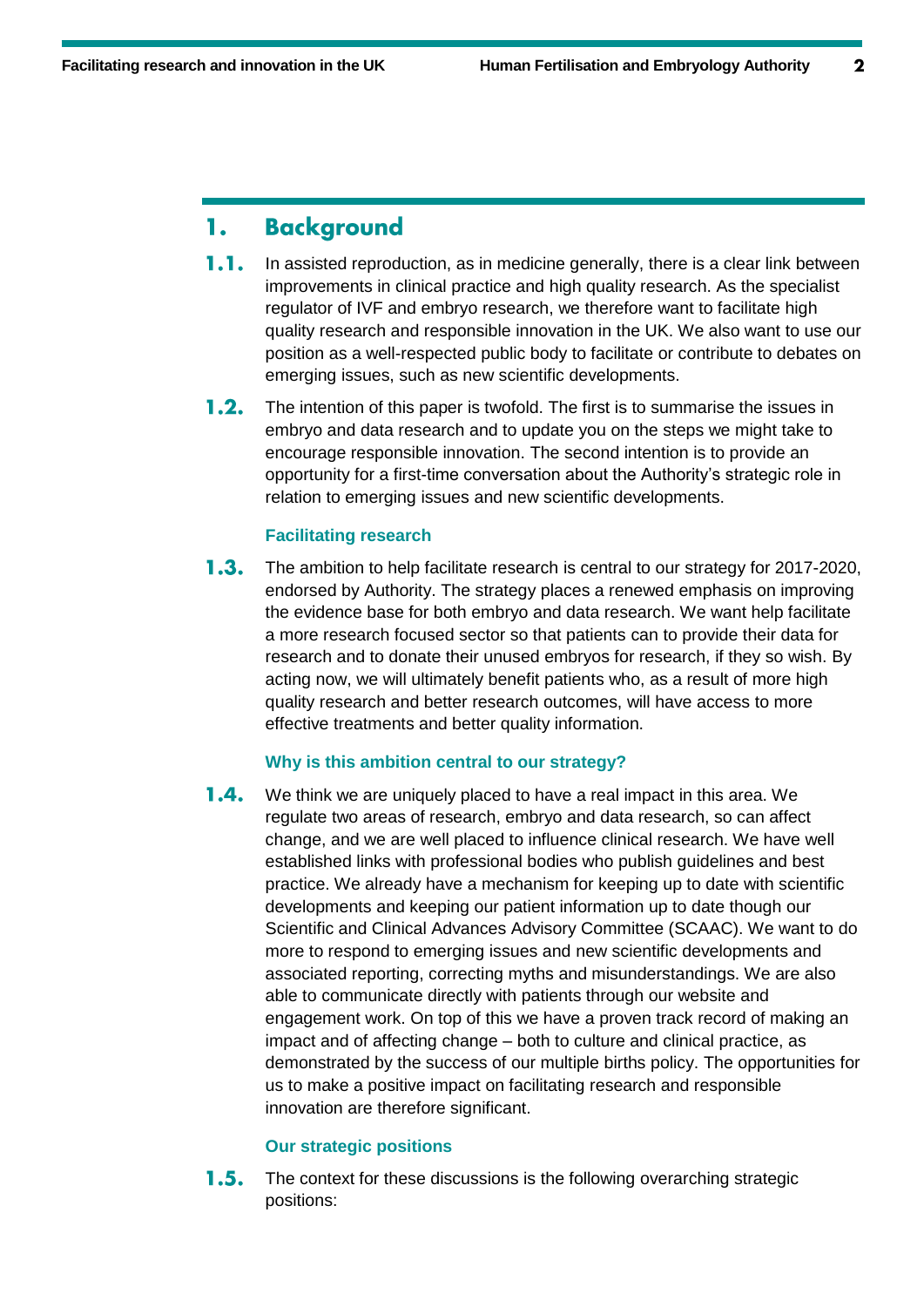# 1. Background

**1.1.** In assisted reproduction, as in medicine generally, there is a clear link between improvements in clinical practice and high quality research. As the specialist regulator of IVF and embryo research, we therefore want to facilitate high quality research and responsible innovation in the UK. We also want to use our position as a well-respected public body to facilitate or contribute to debates on emerging issues, such as new scientific developments.

**1.2.** The intention of this paper is twofold. The first is to summarise the issues in embryo and data research and to update you on the steps we might take to encourage responsible innovation. The second intention is to provide an opportunity for a first-time conversation about the Authority's strategic role in relation to emerging issues and new scientific developments.

### Facilitating research

**1.3.** The ambition to help facilitate research is central to our strategy for 2017-2020, endorsed by Authority. The strategy places a renewed emphasis on improving the evidence base for both embryo and data research. We want help facilitate a more research focused sector so that patients can to provide their data for research and to donate their unused embryos for research, if they so wish. By acting now, we will ultimately benefit patients who, as a result of more high quality research and better research outcomes, will have access to more effective treatments and better quality information.

### Why is this ambition central to our strategy?

**1.4.** We think we are uniquely placed to have a real impact in this area. We regulate two areas of research, embryo and data research, so can affect change, and we are well placed to influence clinical research. We have well established links with professional bodies who publish guidelines and best practice. We already have a mechanism for keeping up to date with scientific developments and keeping our patient information up to date though our Scientific and Clinical Advances Advisory Committee (SCAAC). We want to do more to respond to emerging issues and new scientific developments and associated reporting, correcting myths and misunderstandings. We are also able to communicate directly with patients through our website and engagement work. On top of this we have a proven track record of making an impact and of affecting change – both to culture and clinical practice, as demonstrated by the success of our multiple births policy. The opportunities for us to make a positive impact on facilitating research and responsible innovation are therefore significant.

### Our strategic positions

**1.5.** The context for these discussions is the following overarching strategic positions: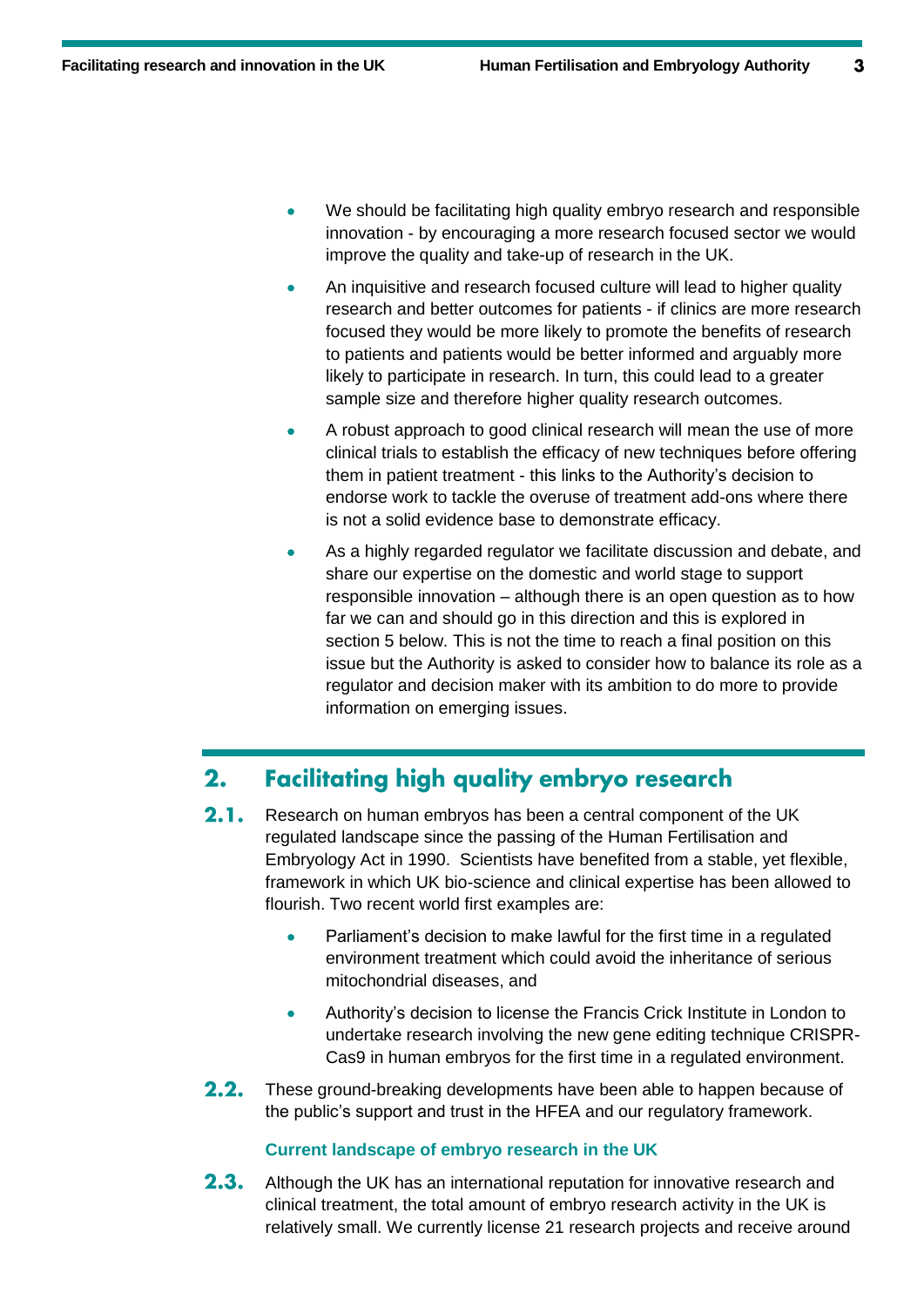- We should be facilitating high quality embryo research and responsible innovation - by encouraging a more research focused sector we would improve the quality and take-up of research in the UK.
- An inquisitive and research focused culture will lead to higher quality research and better outcomes for patients - if clinics are more research focused they would be more likely to promote the benefits of research to patients and patients would be better informed and arguably more likely to participate in research. In turn, this could lead to a greater sample size and therefore higher quality research outcomes.
- A robust approach to good clinical research will mean the use of more clinical trials to establish the efficacy of new techniques before offering them in patient treatment - this links to the Authority's decision to endorse work to tackle the overuse of treatment add-ons where there is not a solid evidence base to demonstrate efficacy.
- As a highly regarded regulator we facilitate discussion and debate, and share our expertise on the domestic and world stage to support responsible innovation – although there is an open question as to how far we can and should go in this direction and this is explored in section 5 below. This is not the time to reach a final position on this issue but the Authority is asked to consider how to balance its role as a regulator and decision maker with its ambition to do more to provide information on emerging issues.

## 2. Facilitating high quality embryo research

**2.1.** Research on human embryos has been a central component of the UK regulated landscape since the passing of the Human Fertilisation and Embryology Act in 1990. Scientists have benefited from a stable, yet flexible, framework in which UK bio-science and clinical expertise has been allowed to flourish. Two recent world first examples are:

- Parliament's decision to make lawful for the first time in a regulated environment treatment which could avoid the inheritance of serious mitochondrial diseases, and
- Authority's decision to license the Francis Crick Institute in London to undertake research involving the new gene editing technique CRISPR-Cas9 in human embryos for the first time in a regulated environment.

**2.2.** These ground-breaking developments have been able to happen because of the public's support and trust in the HFEA and our regulatory framework.

### Current landscape of embryo research in the UK

**2.3.** Although the UK has an international reputation for innovative research and clinical treatment, the total amount of embryo research activity in the UK is relatively small. We currently license 21 research projects and receive around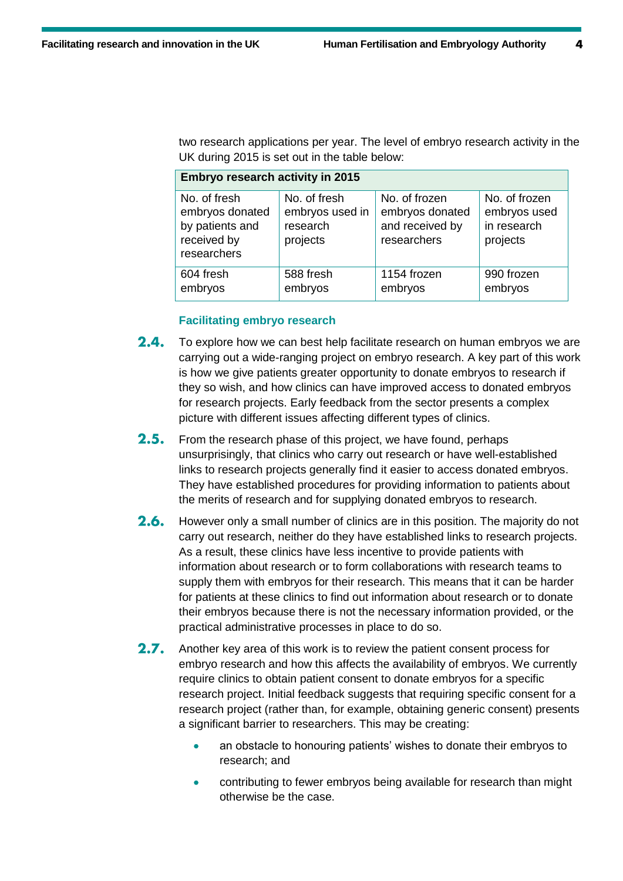two research applications per year. The level of embryo research activity in the UK during 2015 is set out in the table below:

| Embryo research activity in 2015 | | | |
|---|---|---|---|
| No. of fresh embryos donated by patients and received by researchers | No. of fresh embryos used in research projects | No. of frozen embryos donated and received by researchers | No. of frozen embryos used in research projects |
| 604 fresh embryos | 588 fresh embryos | 1154 frozen embryos | 990 frozen embryos |

### Facilitating embryo research

**2.4.** To explore how we can best help facilitate research on human embryos we are carrying out a wide-ranging project on embryo research. A key part of this work is how we give patients greater opportunity to donate embryos to research if they so wish, and how clinics can have improved access to donated embryos for research projects. Early feedback from the sector presents a complex picture with different issues affecting different types of clinics.

**2.5.** From the research phase of this project, we have found, perhaps unsurprisingly, that clinics who carry out research or have well-established links to research projects generally find it easier to access donated embryos. They have established procedures for providing information to patients about the merits of research and for supplying donated embryos to research.

**2.6.** However only a small number of clinics are in this position. The majority do not carry out research, neither do they have established links to research projects. As a result, these clinics have less incentive to provide patients with information about research or to form collaborations with research teams to supply them with embryos for their research. This means that it can be harder for patients at these clinics to find out information about research or to donate their embryos because there is not the necessary information provided, or the practical administrative processes in place to do so.

**2.7.** Another key area of this work is to review the patient consent process for embryo research and how this affects the availability of embryos. We currently require clinics to obtain patient consent to donate embryos for a specific research project. Initial feedback suggests that requiring specific consent for a research project (rather than, for example, obtaining generic consent) presents a significant barrier to researchers. This may be creating:

- an obstacle to honouring patients' wishes to donate their embryos to research; and
- contributing to fewer embryos being available for research than might otherwise be the case.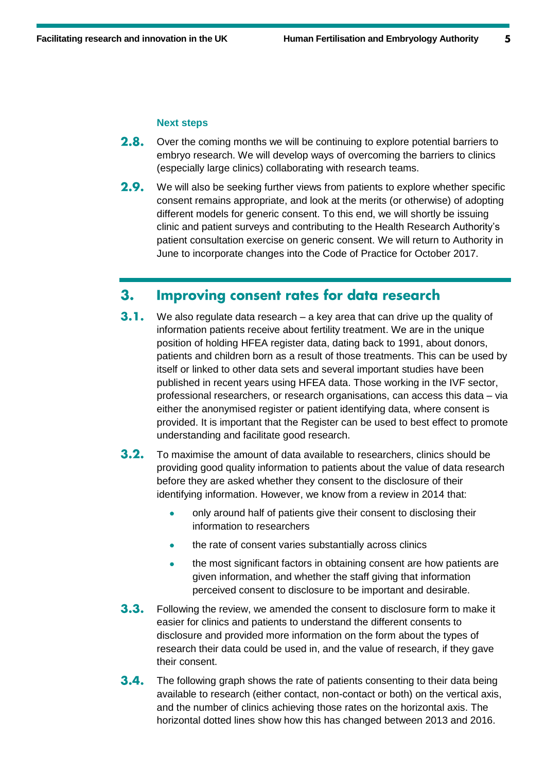### Next steps

**2.8.** Over the coming months we will be continuing to explore potential barriers to embryo research. We will develop ways of overcoming the barriers to clinics (especially large clinics) collaborating with research teams.

**2.9.** We will also be seeking further views from patients to explore whether specific consent remains appropriate, and look at the merits (or otherwise) of adopting different models for generic consent. To this end, we will shortly be issuing clinic and patient surveys and contributing to the Health Research Authority's patient consultation exercise on generic consent. We will return to Authority in June to incorporate changes into the Code of Practice for October 2017.

## 3. Improving consent rates for data research

**3.1.** We also regulate data research – a key area that can drive up the quality of information patients receive about fertility treatment. We are in the unique position of holding HFEA register data, dating back to 1991, about donors, patients and children born as a result of those treatments. This can be used by itself or linked to other data sets and several important studies have been published in recent years using HFEA data. Those working in the IVF sector, professional researchers, or research organisations, can access this data – via either the anonymised register or patient identifying data, where consent is provided. It is important that the Register can be used to best effect to promote understanding and facilitate good research.

**3.2.** To maximise the amount of data available to researchers, clinics should be providing good quality information to patients about the value of data research before they are asked whether they consent to the disclosure of their identifying information. However, we know from a review in 2014 that:

- only around half of patients give their consent to disclosing their information to researchers
- the rate of consent varies substantially across clinics
- the most significant factors in obtaining consent are how patients are given information, and whether the staff giving that information perceived consent to disclosure to be important and desirable.

**3.3.** Following the review, we amended the consent to disclosure form to make it easier for clinics and patients to understand the different consents to disclosure and provided more information on the form about the types of research their data could be used in, and the value of research, if they gave their consent.

**3.4.** The following graph shows the rate of patients consenting to their data being available to research (either contact, non-contact or both) on the vertical axis, and the number of clinics achieving those rates on the horizontal axis. The horizontal dotted lines show how this has changed between 2013 and 2016.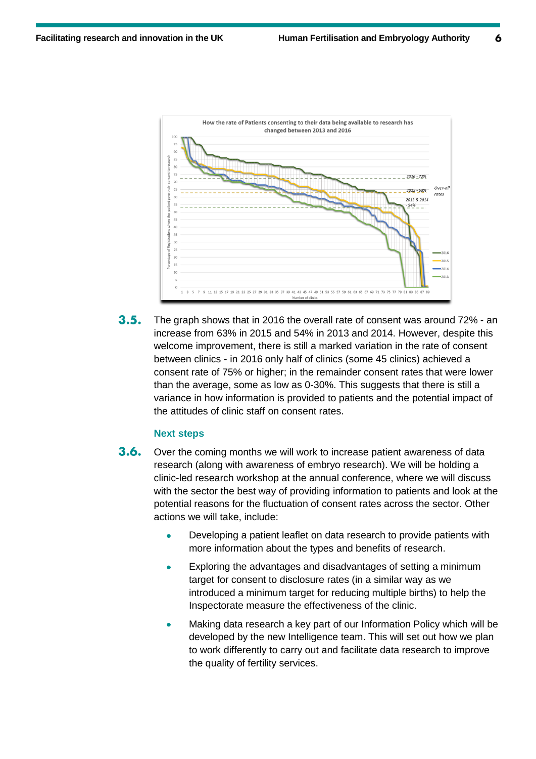How the rate of Patients consenting to their data being available to research has changed between 2013 and 2016

**3.5.** The graph shows that in 2016 the overall rate of consent was around 72% - an increase from 63% in 2015 and 54% in 2013 and 2014. However, despite this welcome improvement, there is still a marked variation in the rate of consent between clinics - in 2016 only half of clinics (some 45 clinics) achieved a consent rate of 75% or higher; in the remainder consent rates that were lower than the average, some as low as 0-30%. This suggests that there is still a variance in how information is provided to patients and the potential impact of the attitudes of clinic staff on consent rates.

### Next steps

**3.6.** Over the coming months we will work to increase patient awareness of data research (along with awareness of embryo research). We will be holding a clinic-led research workshop at the annual conference, where we will discuss with the sector the best way of providing information to patients and look at the potential reasons for the fluctuation of consent rates across the sector. Other actions we will take, include:

- Developing a patient leaflet on data research to provide patients with more information about the types and benefits of research.
- Exploring the advantages and disadvantages of setting a minimum target for consent to disclosure rates (in a similar way as we introduced a minimum target for reducing multiple births) to help the Inspectorate measure the effectiveness of the clinic.
- Making data research a key part of our Information Policy which will be developed by the new Intelligence team. This will set out how we plan to work differently to carry out and facilitate data research to improve the quality of fertility services.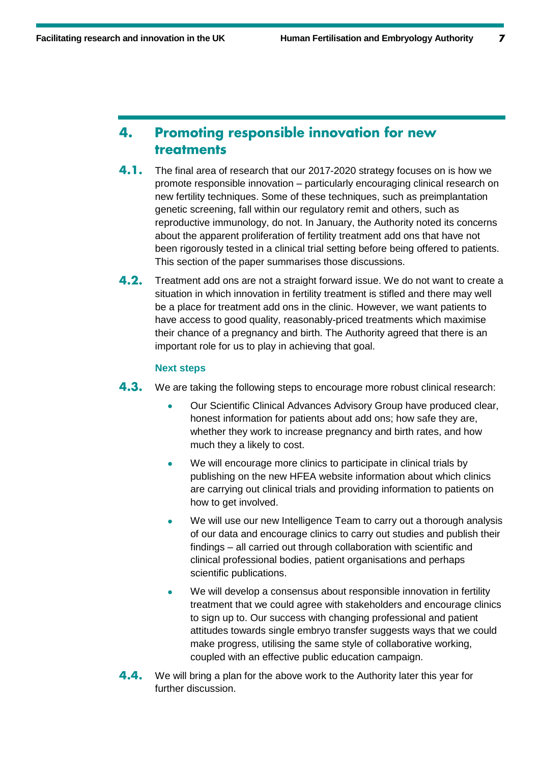## 4. Promoting responsible innovation for new treatments

**4.1.** The final area of research that our 2017-2020 strategy focuses on is how we promote responsible innovation – particularly encouraging clinical research on new fertility techniques. Some of these techniques, such as preimplantation genetic screening, fall within our regulatory remit and others, such as reproductive immunology, do not. In January, the Authority noted its concerns about the apparent proliferation of fertility treatment add ons that have not been rigorously tested in a clinical trial setting before being offered to patients. This section of the paper summarises those discussions.

**4.2.** Treatment add ons are not a straight forward issue. We do not want to create a situation in which innovation in fertility treatment is stifled and there may well be a place for treatment add ons in the clinic. However, we want patients to have access to good quality, reasonably-priced treatments which maximise their chance of a pregnancy and birth. The Authority agreed that there is an important role for us to play in achieving that goal.

### Next steps

**4.3.** We are taking the following steps to encourage more robust clinical research:

- Our Scientific Clinical Advances Advisory Group have produced clear, honest information for patients about add ons; how safe they are, whether they work to increase pregnancy and birth rates, and how much they a likely to cost.
- We will encourage more clinics to participate in clinical trials by publishing on the new HFEA website information about which clinics are carrying out clinical trials and providing information to patients on how to get involved.
- We will use our new Intelligence Team to carry out a thorough analysis of our data and encourage clinics to carry out studies and publish their findings – all carried out through collaboration with scientific and clinical professional bodies, patient organisations and perhaps scientific publications.
- We will develop a consensus about responsible innovation in fertility treatment that we could agree with stakeholders and encourage clinics to sign up to. Our success with changing professional and patient attitudes towards single embryo transfer suggests ways that we could make progress, utilising the same style of collaborative working, coupled with an effective public education campaign.

**4.4.** We will bring a plan for the above work to the Authority later this year for further discussion.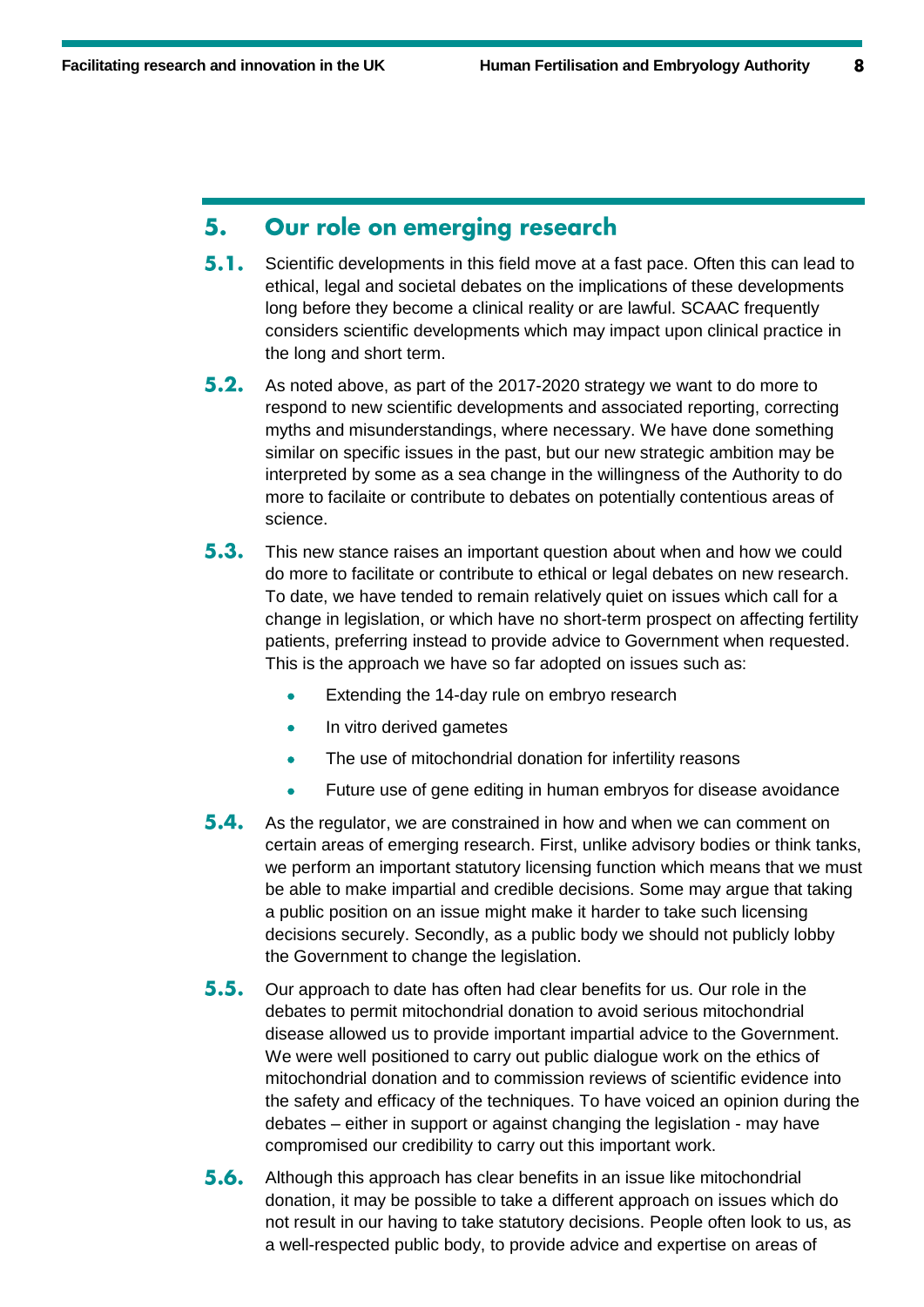## 5. Our role on emerging research

**5.1.** Scientific developments in this field move at a fast pace. Often this can lead to ethical, legal and societal debates on the implications of these developments long before they become a clinical reality or are lawful. SCAAC frequently considers scientific developments which may impact upon clinical practice in the long and short term.

**5.2.** As noted above, as part of the 2017-2020 strategy we want to do more to respond to new scientific developments and associated reporting, correcting myths and misunderstandings, where necessary. We have done something similar on specific issues in the past, but our new strategic ambition may be interpreted by some as a sea change in the willingness of the Authority to do more to facilaite or contribute to debates on potentially contentious areas of science.

**5.3.** This new stance raises an important question about when and how we could do more to facilitate or contribute to ethical or legal debates on new research. To date, we have tended to remain relatively quiet on issues which call for a change in legislation, or which have no short-term prospect on affecting fertility patients, preferring instead to provide advice to Government when requested. This is the approach we have so far adopted on issues such as:

- Extending the 14-day rule on embryo research
- In vitro derived gametes
- The use of mitochondrial donation for infertility reasons
- Future use of gene editing in human embryos for disease avoidance

**5.4.** As the regulator, we are constrained in how and when we can comment on certain areas of emerging research. First, unlike advisory bodies or think tanks, we perform an important statutory licensing function which means that we must be able to make impartial and credible decisions. Some may argue that taking a public position on an issue might make it harder to take such licensing decisions securely. Secondly, as a public body we should not publicly lobby the Government to change the legislation.

**5.5.** Our approach to date has often had clear benefits for us. Our role in the debates to permit mitochondrial donation to avoid serious mitochondrial disease allowed us to provide important impartial advice to the Government. We were well positioned to carry out public dialogue work on the ethics of mitochondrial donation and to commission reviews of scientific evidence into the safety and efficacy of the techniques. To have voiced an opinion during the debates – either in support or against changing the legislation - may have compromised our credibility to carry out this important work.

**5.6.** Although this approach has clear benefits in an issue like mitochondrial donation, it may be possible to take a different approach on issues which do not result in our having to take statutory decisions. People often look to us, as a well-respected public body, to provide advice and expertise on areas of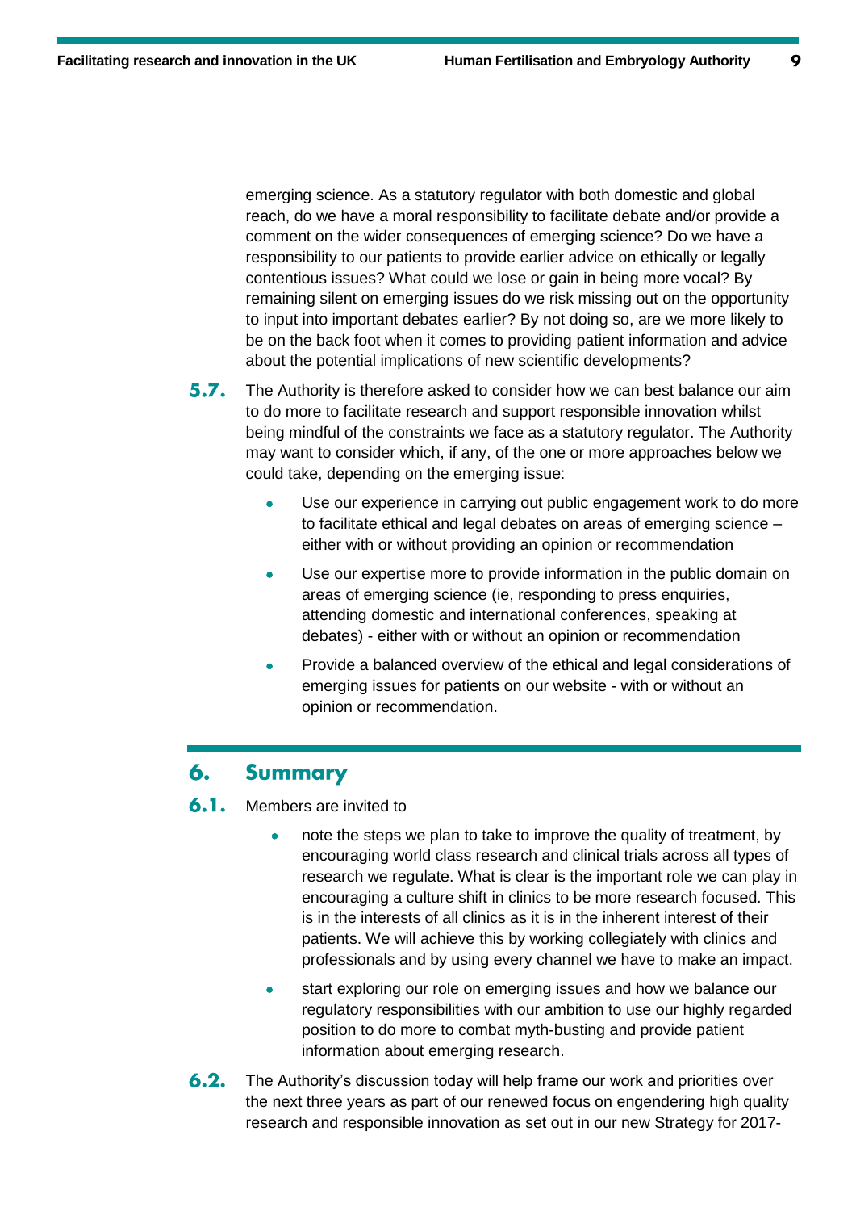emerging science. As a statutory regulator with both domestic and global reach, do we have a moral responsibility to facilitate debate and/or provide a comment on the wider consequences of emerging science? Do we have a responsibility to our patients to provide earlier advice on ethically or legally contentious issues? What could we lose or gain in being more vocal? By remaining silent on emerging issues do we risk missing out on the opportunity to input into important debates earlier? By not doing so, are we more likely to be on the back foot when it comes to providing patient information and advice about the potential implications of new scientific developments?

**5.7.** The Authority is therefore asked to consider how we can best balance our aim to do more to facilitate research and support responsible innovation whilst being mindful of the constraints we face as a statutory regulator. The Authority may want to consider which, if any, of the one or more approaches below we could take, depending on the emerging issue:

- Use our experience in carrying out public engagement work to do more to facilitate ethical and legal debates on areas of emerging science – either with or without providing an opinion or recommendation
- Use our expertise more to provide information in the public domain on areas of emerging science (ie, responding to press enquiries, attending domestic and international conferences, speaking at debates) - either with or without an opinion or recommendation
- Provide a balanced overview of the ethical and legal considerations of emerging issues for patients on our website - with or without an opinion or recommendation.

## 6. Summary

**6.1.** Members are invited to

- note the steps we plan to take to improve the quality of treatment, by encouraging world class research and clinical trials across all types of research we regulate. What is clear is the important role we can play in encouraging a culture shift in clinics to be more research focused. This is in the interests of all clinics as it is in the inherent interest of their patients. We will achieve this by working collegiately with clinics and professionals and by using every channel we have to make an impact.
- start exploring our role on emerging issues and how we balance our regulatory responsibilities with our ambition to use our highly regarded position to do more to combat myth-busting and provide patient information about emerging research.

**6.2.** The Authority's discussion today will help frame our work and priorities over the next three years as part of our renewed focus on engendering high quality research and responsible innovation as set out in our new Strategy for 2017-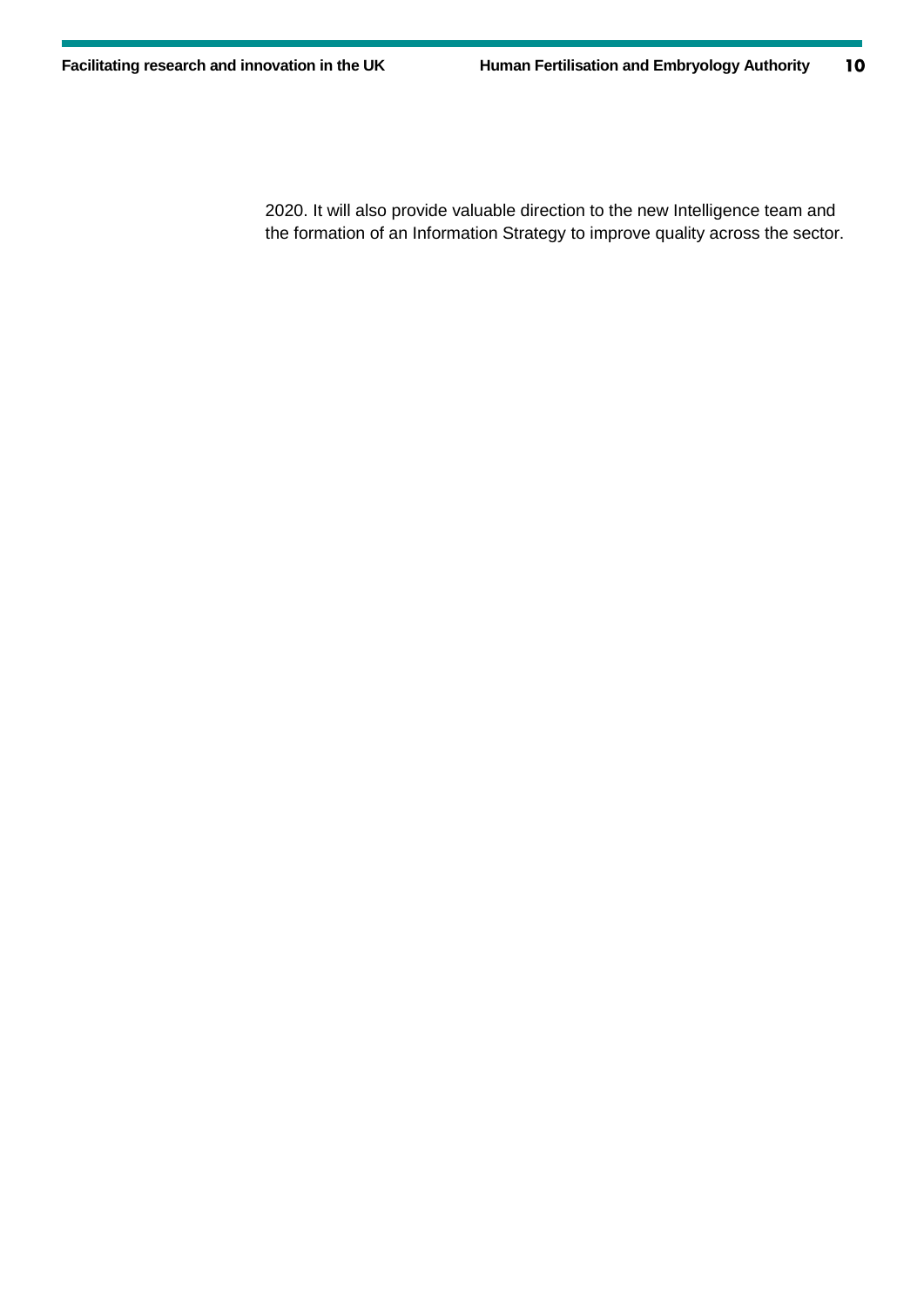2020. It will also provide valuable direction to the new Intelligence team and the formation of an Information Strategy to improve quality across the sector.